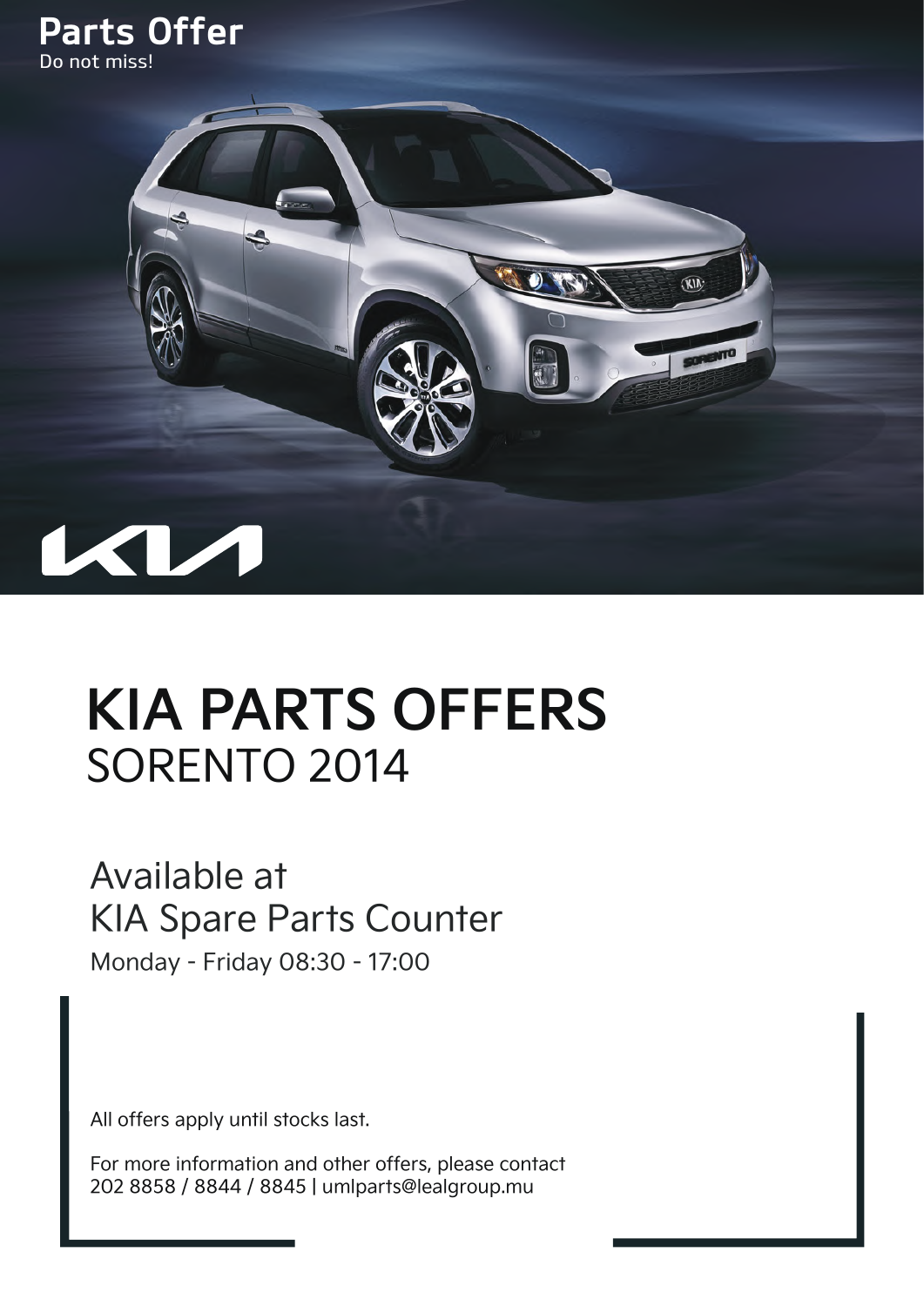**Parts Offer**
Do not miss!

# KIA PARTS OFFERS
## SORENTO 2014

Available at
KIA Spare Parts Counter
Monday - Friday 08:30 - 17:00

All offers apply until stocks last.

For more information and other offers, please contact
202 8858 / 8844 / 8845 | umlparts@lealgroup.mu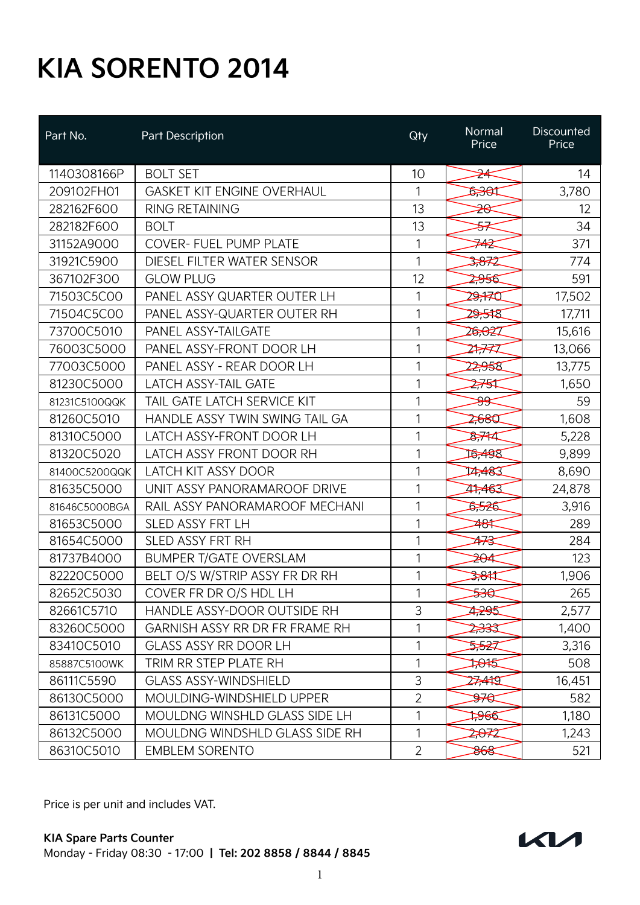# KIA SORENTO 2014

| Part No. | Part Description | Qty | Normal Price | Discounted Price |
|---|---|---|---|---|
| 1140308166P | BOLT SET | 10 | ~~24~~ | 14 |
| 209102FH01 | GASKET KIT ENGINE OVERHAUL | 1 | ~~6,301~~ | 3,780 |
| 282162F600 | RING RETAINING | 13 | ~~20~~ | 12 |
| 282182F600 | BOLT | 13 | ~~57~~ | 34 |
| 31152A9000 | COVER- FUEL PUMP PLATE | 1 | ~~742~~ | 371 |
| 31921C5900 | DIESEL FILTER WATER SENSOR | 1 | ~~3,872~~ | 774 |
| 367102F300 | GLOW PLUG | 12 | ~~2,956~~ | 591 |
| 71503C5C00 | PANEL ASSY QUARTER OUTER LH | 1 | ~~29,170~~ | 17,502 |
| 71504C5C00 | PANEL ASSY-QUARTER OUTER RH | 1 | ~~29,518~~ | 17,711 |
| 73700C5010 | PANEL ASSY-TAILGATE | 1 | ~~26,027~~ | 15,616 |
| 76003C5000 | PANEL ASSY-FRONT DOOR LH | 1 | ~~21,777~~ | 13,066 |
| 77003C5000 | PANEL ASSY - REAR DOOR LH | 1 | ~~22,958~~ | 13,775 |
| 81230C5000 | LATCH ASSY-TAIL GATE | 1 | ~~2,751~~ | 1,650 |
| 81231C5100QQK | TAIL GATE LATCH SERVICE KIT | 1 | ~~99~~ | 59 |
| 81260C5010 | HANDLE ASSY TWIN SWING TAIL GA | 1 | ~~2,680~~ | 1,608 |
| 81310C5000 | LATCH ASSY-FRONT DOOR LH | 1 | ~~8,714~~ | 5,228 |
| 81320C5020 | LATCH ASSY FRONT DOOR RH | 1 | ~~16,498~~ | 9,899 |
| 81400C5200QQK | LATCH KIT ASSY DOOR | 1 | ~~14,483~~ | 8,690 |
| 81635C5000 | UNIT ASSY PANORAMAROOF DRIVE | 1 | ~~41,463~~ | 24,878 |
| 81646C5000BGA | RAIL ASSY PANORAMAROOF MECHANI | 1 | ~~6,526~~ | 3,916 |
| 81653C5000 | SLED ASSY FRT LH | 1 | ~~481~~ | 289 |
| 81654C5000 | SLED ASSY FRT RH | 1 | ~~473~~ | 284 |
| 81737B4000 | BUMPER T/GATE OVERSLAM | 1 | ~~204~~ | 123 |
| 82220C5000 | BELT O/S W/STRIP ASSY FR DR RH | 1 | ~~3,811~~ | 1,906 |
| 82652C5030 | COVER FR DR O/S HDL LH | 1 | ~~530~~ | 265 |
| 82661C5710 | HANDLE ASSY-DOOR OUTSIDE RH | 3 | ~~4,295~~ | 2,577 |
| 83260C5000 | GARNISH ASSY RR DR FR FRAME RH | 1 | ~~2,333~~ | 1,400 |
| 83410C5010 | GLASS ASSY RR DOOR LH | 1 | ~~5,527~~ | 3,316 |
| 85887C5100WK | TRIM RR STEP PLATE RH | 1 | ~~1,015~~ | 508 |
| 86111C5590 | GLASS ASSY-WINDSHIELD | 3 | ~~27,419~~ | 16,451 |
| 86130C5000 | MOULDING-WINDSHIELD UPPER | 2 | ~~970~~ | 582 |
| 86131C5000 | MOULDNG WINSHLD GLASS SIDE LH | 1 | ~~1,966~~ | 1,180 |
| 86132C5000 | MOULDNG WINSHLD GLASS SIDE RH | 1 | ~~2,072~~ | 1,243 |
| 86310C5010 | EMBLEM SORENTO | 2 | ~~868~~ | 521 |

Price is per unit and includes VAT.

**KIA Spare Parts Counter**
Monday - Friday 08:30 - 17:00 | **Tel: 202 8858 / 8844 / 8845**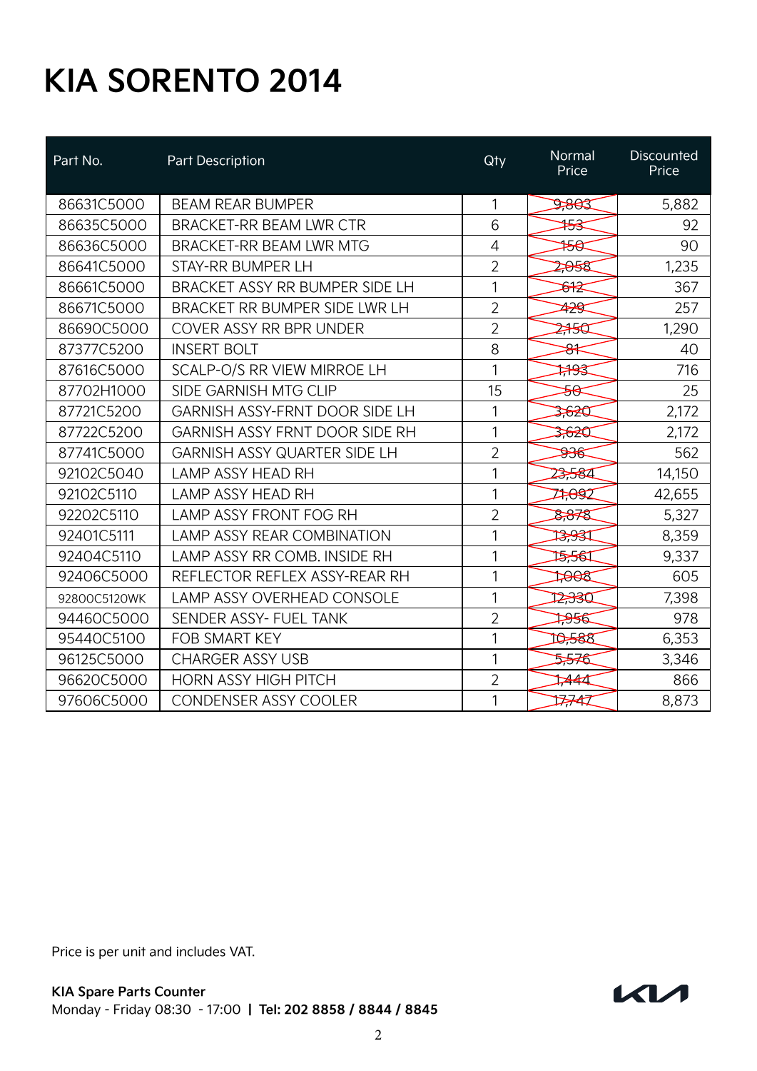# KIA SORENTO 2014

| Part No. | Part Description | Qty | Normal Price | Discounted Price |
|---|---|---|---|---|
| 86631C5000 | BEAM REAR BUMPER | 1 | ~~9,803~~ | 5,882 |
| 86635C5000 | BRACKET-RR BEAM LWR CTR | 6 | ~~153~~ | 92 |
| 86636C5000 | BRACKET-RR BEAM LWR MTG | 4 | ~~150~~ | 90 |
| 86641C5000 | STAY-RR BUMPER LH | 2 | ~~2,058~~ | 1,235 |
| 86661C5000 | BRACKET ASSY RR BUMPER SIDE LH | 1 | ~~612~~ | 367 |
| 86671C5000 | BRACKET RR BUMPER SIDE LWR LH | 2 | ~~429~~ | 257 |
| 86690C5000 | COVER ASSY RR BPR UNDER | 2 | ~~2,150~~ | 1,290 |
| 87377C5200 | INSERT BOLT | 8 | ~~81~~ | 40 |
| 87616C5000 | SCALP-O/S RR VIEW MIRROE LH | 1 | ~~1,193~~ | 716 |
| 87702H1000 | SIDE GARNISH MTG CLIP | 15 | ~~50~~ | 25 |
| 87721C5200 | GARNISH ASSY-FRNT DOOR SIDE LH | 1 | ~~3,620~~ | 2,172 |
| 87722C5200 | GARNISH ASSY FRNT DOOR SIDE RH | 1 | ~~3,620~~ | 2,172 |
| 87741C5000 | GARNISH ASSY QUARTER SIDE LH | 2 | ~~936~~ | 562 |
| 92102C5040 | LAMP ASSY HEAD RH | 1 | ~~23,584~~ | 14,150 |
| 92102C5110 | LAMP ASSY HEAD RH | 1 | ~~71,092~~ | 42,655 |
| 92202C5110 | LAMP ASSY FRONT FOG RH | 2 | ~~8,878~~ | 5,327 |
| 92401C5111 | LAMP ASSY REAR COMBINATION | 1 | ~~13,931~~ | 8,359 |
| 92404C5110 | LAMP ASSY RR COMB. INSIDE RH | 1 | ~~15,561~~ | 9,337 |
| 92406C5000 | REFLECTOR REFLEX ASSY-REAR RH | 1 | ~~1,008~~ | 605 |
| 92800C5120WK | LAMP ASSY OVERHEAD CONSOLE | 1 | ~~12,330~~ | 7,398 |
| 94460C5000 | SENDER ASSY- FUEL TANK | 2 | ~~1,956~~ | 978 |
| 95440C5100 | FOB SMART KEY | 1 | ~~10,588~~ | 6,353 |
| 96125C5000 | CHARGER ASSY USB | 1 | ~~5,576~~ | 3,346 |
| 96620C5000 | HORN ASSY HIGH PITCH | 2 | ~~1,444~~ | 866 |
| 97606C5000 | CONDENSER ASSY COOLER | 1 | ~~17,747~~ | 8,873 |

Price is per unit and includes VAT.

**KIA Spare Parts Counter**
Monday - Friday 08:30 - 17:00 **| Tel: 202 8858 / 8844 / 8845**